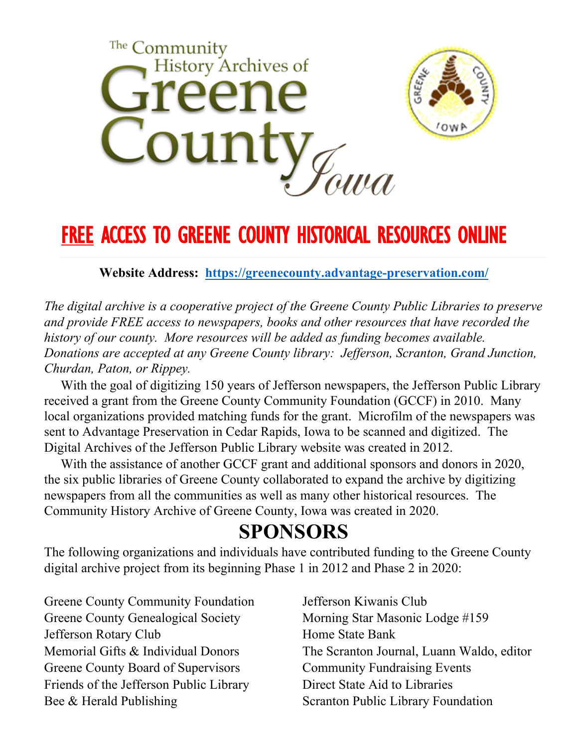# The Community History Archives of Greene County Iowa

## FREE ACCESS TO GREENE COUNTY HISTORICAL RESOURCES ONLINE

**Website Address: https://greenecounty.advantage-preservation.com/**

*The digital archive is a cooperative project of the Greene County Public Libraries to preserve and provide FREE access to newspapers, books and other resources that have recorded the history of our county. More resources will be added as funding becomes available. Donations are accepted at any Greene County library: Jefferson, Scranton, Grand Junction, Churdan, Paton, or Rippey.*

With the goal of digitizing 150 years of Jefferson newspapers, the Jefferson Public Library received a grant from the Greene County Community Foundation (GCCF) in 2010. Many local organizations provided matching funds for the grant. Microfilm of the newspapers was sent to Advantage Preservation in Cedar Rapids, Iowa to be scanned and digitized. The Digital Archives of the Jefferson Public Library website was created in 2012.

With the assistance of another GCCF grant and additional sponsors and donors in 2020, the six public libraries of Greene County collaborated to expand the archive by digitizing newspapers from all the communities as well as many other historical resources. The Community History Archive of Greene County, Iowa was created in 2020.

# SPONSORS

The following organizations and individuals have contributed funding to the Greene County digital archive project from its beginning Phase 1 in 2012 and Phase 2 in 2020:

- Greene County Community Foundation
- Greene County Genealogical Society
- Jefferson Rotary Club
- Memorial Gifts & Individual Donors
- Greene County Board of Supervisors
- Friends of the Jefferson Public Library
- Bee & Herald Publishing
- Jefferson Kiwanis Club
- Morning Star Masonic Lodge #159
- Home State Bank
- The Scranton Journal, Luann Waldo, editor
- Community Fundraising Events
- Direct State Aid to Libraries
- Scranton Public Library Foundation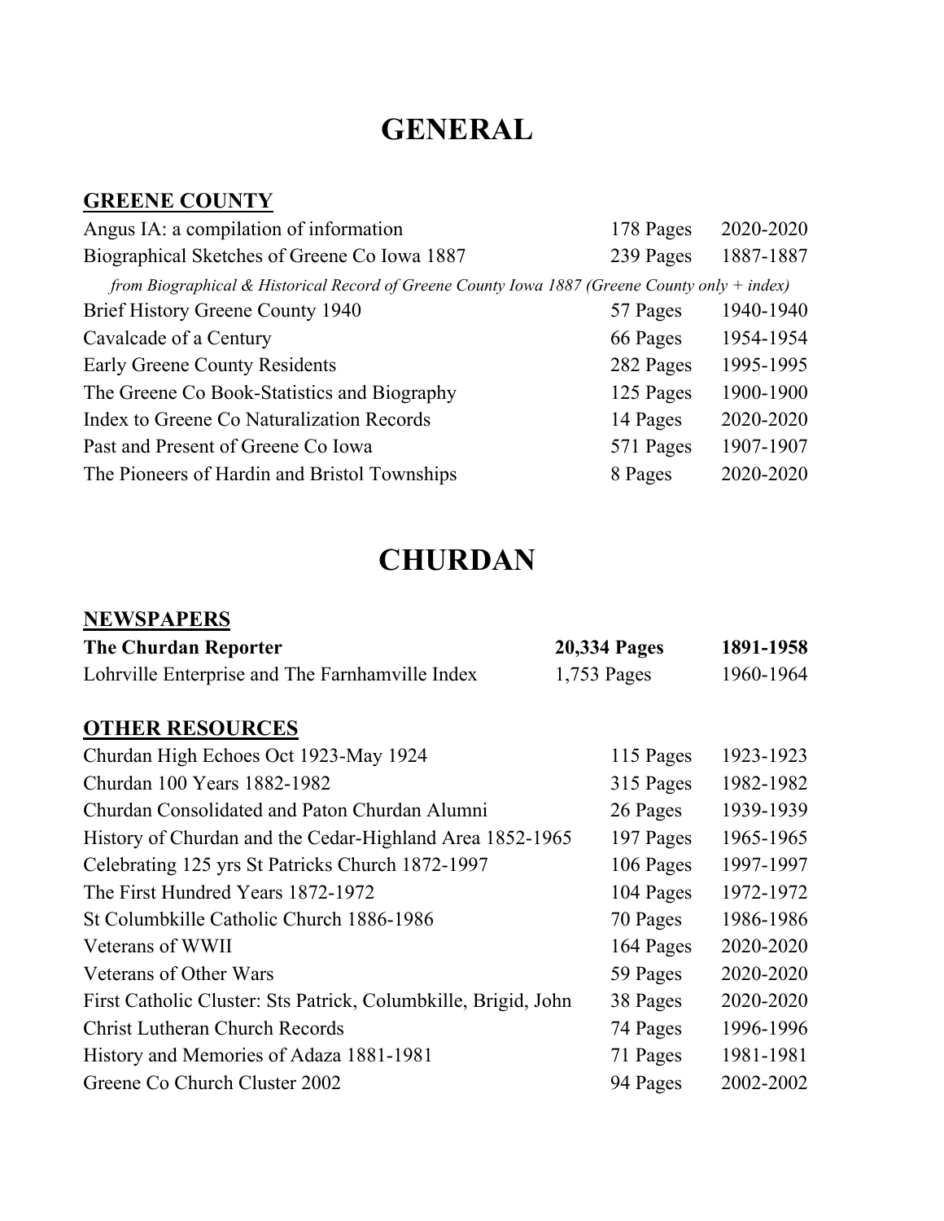# GENERAL

## GREENE COUNTY

| Title | Pages | Years |
|---|---|---|
| Angus IA: a compilation of information | 178 Pages | 2020-2020 |
| Biographical Sketches of Greene Co Iowa 1887 | 239 Pages | 1887-1887 |
| *from Biographical & Historical Record of Greene County Iowa 1887 (Greene County only + index)* | | |
| Brief History Greene County 1940 | 57 Pages | 1940-1940 |
| Cavalcade of a Century | 66 Pages | 1954-1954 |
| Early Greene County Residents | 282 Pages | 1995-1995 |
| The Greene Co Book-Statistics and Biography | 125 Pages | 1900-1900 |
| Index to Greene Co Naturalization Records | 14 Pages | 2020-2020 |
| Past and Present of Greene Co Iowa | 571 Pages | 1907-1907 |
| The Pioneers of Hardin and Bristol Townships | 8 Pages | 2020-2020 |

# CHURDAN

## NEWSPAPERS

| Title | Pages | Years |
|---|---|---|
| **The Churdan Reporter** | **20,334 Pages** | **1891-1958** |
| Lohrville Enterprise and The Farnhamville Index | 1,753 Pages | 1960-1964 |

## OTHER RESOURCES

| Title | Pages | Years |
|---|---|---|
| Churdan High Echoes Oct 1923-May 1924 | 115 Pages | 1923-1923 |
| Churdan 100 Years 1882-1982 | 315 Pages | 1982-1982 |
| Churdan Consolidated and Paton Churdan Alumni | 26 Pages | 1939-1939 |
| History of Churdan and the Cedar-Highland Area 1852-1965 | 197 Pages | 1965-1965 |
| Celebrating 125 yrs St Patricks Church 1872-1997 | 106 Pages | 1997-1997 |
| The First Hundred Years 1872-1972 | 104 Pages | 1972-1972 |
| St Columbkille Catholic Church 1886-1986 | 70 Pages | 1986-1986 |
| Veterans of WWII | 164 Pages | 2020-2020 |
| Veterans of Other Wars | 59 Pages | 2020-2020 |
| First Catholic Cluster: Sts Patrick, Columbkille, Brigid, John | 38 Pages | 2020-2020 |
| Christ Lutheran Church Records | 74 Pages | 1996-1996 |
| History and Memories of Adaza 1881-1981 | 71 Pages | 1981-1981 |
| Greene Co Church Cluster 2002 | 94 Pages | 2002-2002 |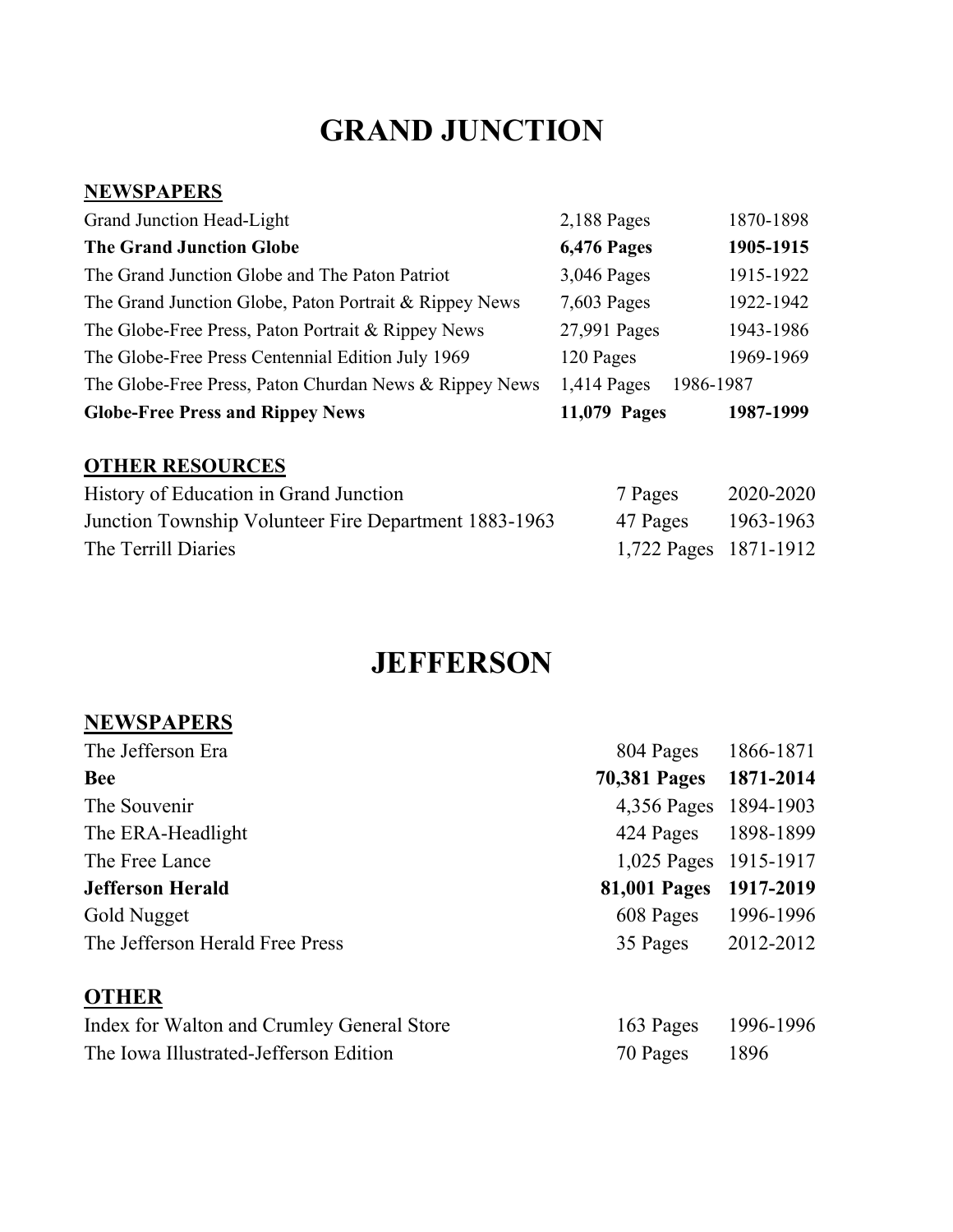# GRAND JUNCTION

## NEWSPAPERS

| | | |
|---|---|---|
| Grand Junction Head-Light | 2,188 Pages | 1870-1898 |
| **The Grand Junction Globe** | **6,476 Pages** | **1905-1915** |
| The Grand Junction Globe and The Paton Patriot | 3,046 Pages | 1915-1922 |
| The Grand Junction Globe, Paton Portrait & Rippey News | 7,603 Pages | 1922-1942 |
| The Globe-Free Press, Paton Portrait & Rippey News | 27,991 Pages | 1943-1986 |
| The Globe-Free Press Centennial Edition July 1969 | 120 Pages | 1969-1969 |
| The Globe-Free Press, Paton Churdan News & Rippey News | 1,414 Pages | 1986-1987 |
| **Globe-Free Press and Rippey News** | **11,079 Pages** | **1987-1999** |

## OTHER RESOURCES

| | | |
|---|---|---|
| History of Education in Grand Junction | 7 Pages | 2020-2020 |
| Junction Township Volunteer Fire Department 1883-1963 | 47 Pages | 1963-1963 |
| The Terrill Diaries | 1,722 Pages | 1871-1912 |

# JEFFERSON

## NEWSPAPERS

| | | |
|---|---|---|
| The Jefferson Era | 804 Pages | 1866-1871 |
| **Bee** | **70,381 Pages** | **1871-2014** |
| The Souvenir | 4,356 Pages | 1894-1903 |
| The ERA-Headlight | 424 Pages | 1898-1899 |
| The Free Lance | 1,025 Pages | 1915-1917 |
| **Jefferson Herald** | **81,001 Pages** | **1917-2019** |
| Gold Nugget | 608 Pages | 1996-1996 |
| The Jefferson Herald Free Press | 35 Pages | 2012-2012 |

## OTHER

| | | |
|---|---|---|
| Index for Walton and Crumley General Store | 163 Pages | 1996-1996 |
| The Iowa Illustrated-Jefferson Edition | 70 Pages | 1896 |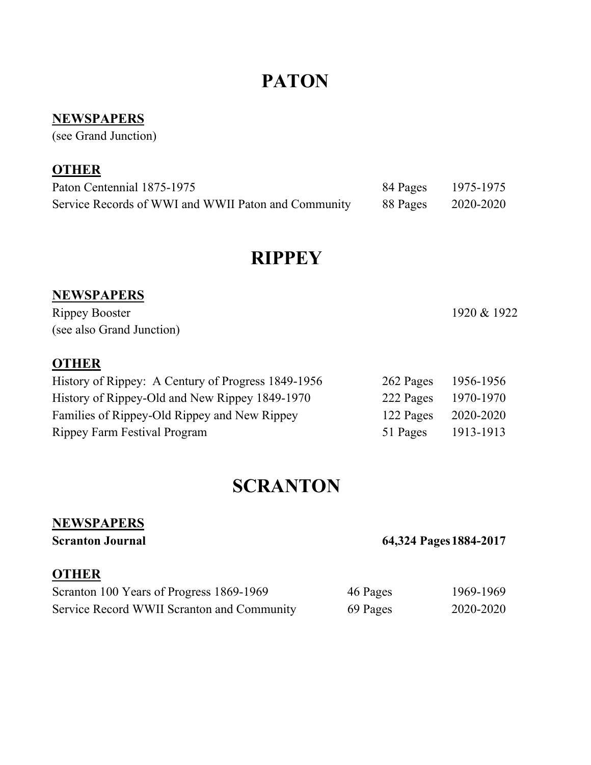# PATON

## NEWSPAPERS

(see Grand Junction)

## OTHER

| | | |
|---|---|---|
| Paton Centennial 1875-1975 | 84 Pages | 1975-1975 |
| Service Records of WWI and WWII Paton and Community | 88 Pages | 2020-2020 |

# RIPPEY

## NEWSPAPERS

| | | |
|---|---|---|
| Rippey Booster | | 1920 & 1922 |

(see also Grand Junction)

## OTHER

| | | |
|---|---|---|
| History of Rippey: A Century of Progress 1849-1956 | 262 Pages | 1956-1956 |
| History of Rippey-Old and New Rippey 1849-1970 | 222 Pages | 1970-1970 |
| Families of Rippey-Old Rippey and New Rippey | 122 Pages | 2020-2020 |
| Rippey Farm Festival Program | 51 Pages | 1913-1913 |

# SCRANTON

## NEWSPAPERS

| | | |
|---|---|---|
| **Scranton Journal** | **64,324 Pages** | **1884-2017** |

## OTHER

| | | |
|---|---|---|
| Scranton 100 Years of Progress 1869-1969 | 46 Pages | 1969-1969 |
| Service Record WWII Scranton and Community | 69 Pages | 2020-2020 |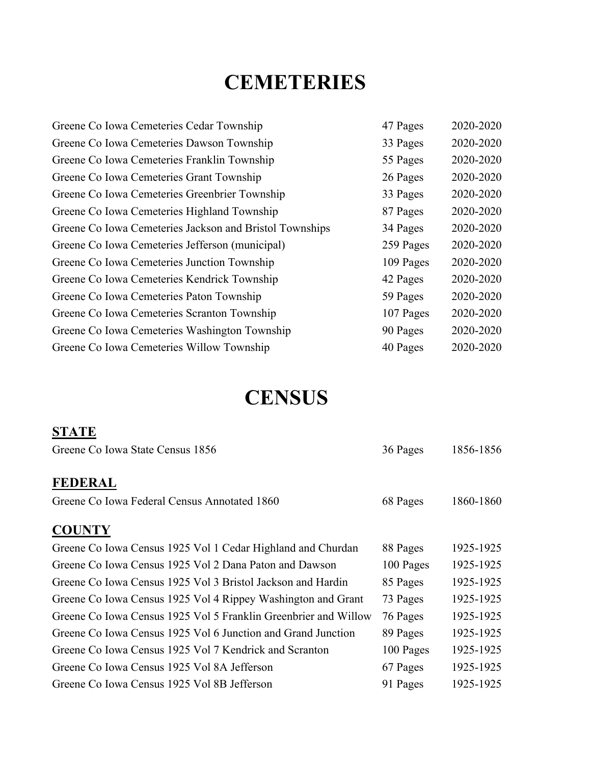# CEMETERIES

| | | |
|---|---|---|
| Greene Co Iowa Cemeteries Cedar Township | 47 Pages | 2020-2020 |
| Greene Co Iowa Cemeteries Dawson Township | 33 Pages | 2020-2020 |
| Greene Co Iowa Cemeteries Franklin Township | 55 Pages | 2020-2020 |
| Greene Co Iowa Cemeteries Grant Township | 26 Pages | 2020-2020 |
| Greene Co Iowa Cemeteries Greenbrier Township | 33 Pages | 2020-2020 |
| Greene Co Iowa Cemeteries Highland Township | 87 Pages | 2020-2020 |
| Greene Co Iowa Cemeteries Jackson and Bristol Townships | 34 Pages | 2020-2020 |
| Greene Co Iowa Cemeteries Jefferson (municipal) | 259 Pages | 2020-2020 |
| Greene Co Iowa Cemeteries Junction Township | 109 Pages | 2020-2020 |
| Greene Co Iowa Cemeteries Kendrick Township | 42 Pages | 2020-2020 |
| Greene Co Iowa Cemeteries Paton Township | 59 Pages | 2020-2020 |
| Greene Co Iowa Cemeteries Scranton Township | 107 Pages | 2020-2020 |
| Greene Co Iowa Cemeteries Washington Township | 90 Pages | 2020-2020 |
| Greene Co Iowa Cemeteries Willow Township | 40 Pages | 2020-2020 |

# CENSUS

## STATE

| | | |
|---|---|---|
| Greene Co Iowa State Census 1856 | 36 Pages | 1856-1856 |

## FEDERAL

| | | |
|---|---|---|
| Greene Co Iowa Federal Census Annotated 1860 | 68 Pages | 1860-1860 |

## COUNTY

| | | |
|---|---|---|
| Greene Co Iowa Census 1925 Vol 1 Cedar Highland and Churdan | 88 Pages | 1925-1925 |
| Greene Co Iowa Census 1925 Vol 2 Dana Paton and Dawson | 100 Pages | 1925-1925 |
| Greene Co Iowa Census 1925 Vol 3 Bristol Jackson and Hardin | 85 Pages | 1925-1925 |
| Greene Co Iowa Census 1925 Vol 4 Rippey Washington and Grant | 73 Pages | 1925-1925 |
| Greene Co Iowa Census 1925 Vol 5 Franklin Greenbrier and Willow | 76 Pages | 1925-1925 |
| Greene Co Iowa Census 1925 Vol 6 Junction and Grand Junction | 89 Pages | 1925-1925 |
| Greene Co Iowa Census 1925 Vol 7 Kendrick and Scranton | 100 Pages | 1925-1925 |
| Greene Co Iowa Census 1925 Vol 8A Jefferson | 67 Pages | 1925-1925 |
| Greene Co Iowa Census 1925 Vol 8B Jefferson | 91 Pages | 1925-1925 |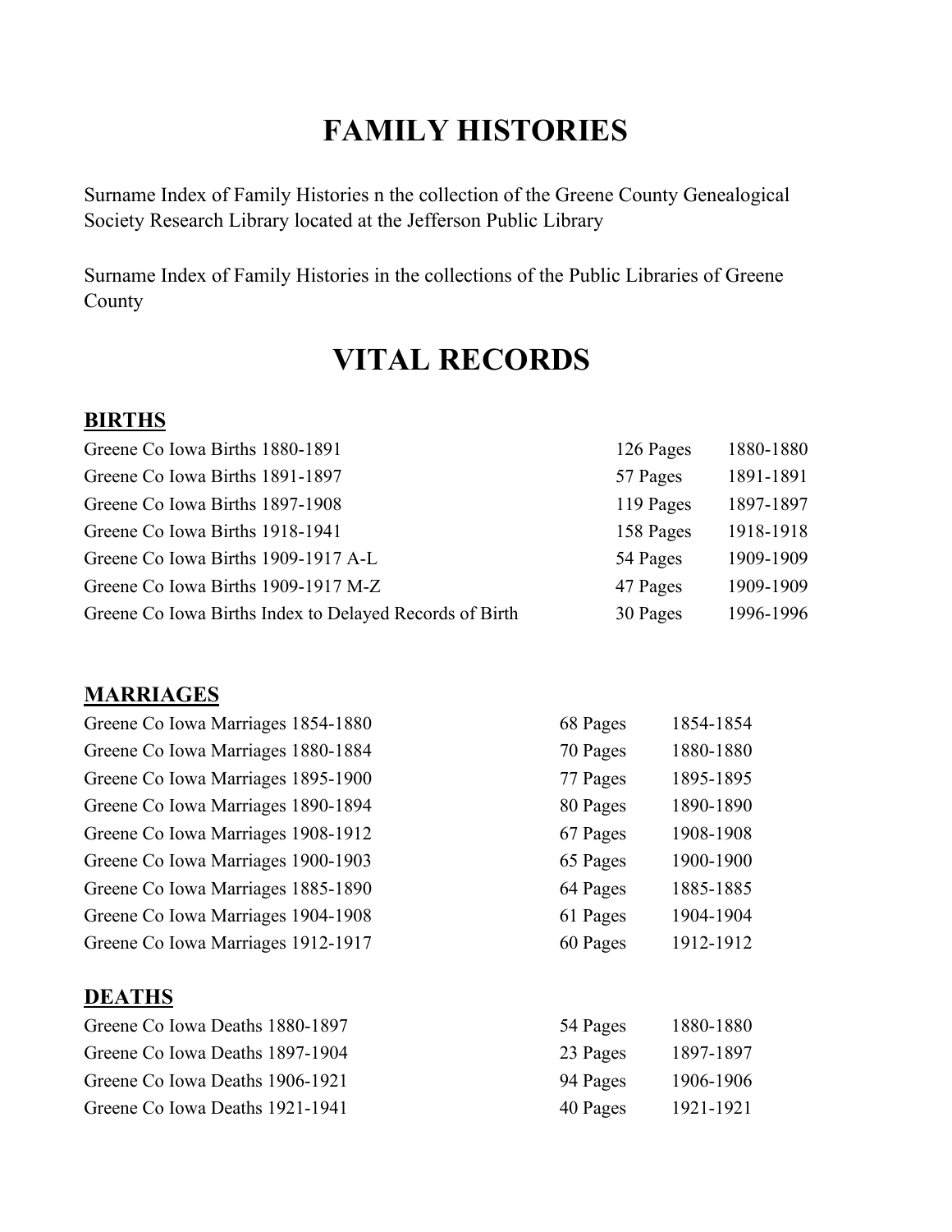# FAMILY HISTORIES

Surname Index of Family Histories n the collection of the Greene County Genealogical Society Research Library located at the Jefferson Public Library

Surname Index of Family Histories in the collections of the Public Libraries of Greene County

# VITAL RECORDS

## BIRTHS

| | | |
|---|---|---|
| Greene Co Iowa Births 1880-1891 | 126 Pages | 1880-1880 |
| Greene Co Iowa Births 1891-1897 | 57 Pages | 1891-1891 |
| Greene Co Iowa Births 1897-1908 | 119 Pages | 1897-1897 |
| Greene Co Iowa Births 1918-1941 | 158 Pages | 1918-1918 |
| Greene Co Iowa Births 1909-1917 A-L | 54 Pages | 1909-1909 |
| Greene Co Iowa Births 1909-1917 M-Z | 47 Pages | 1909-1909 |
| Greene Co Iowa Births Index to Delayed Records of Birth | 30 Pages | 1996-1996 |

## MARRIAGES

| | | |
|---|---|---|
| Greene Co Iowa Marriages 1854-1880 | 68 Pages | 1854-1854 |
| Greene Co Iowa Marriages 1880-1884 | 70 Pages | 1880-1880 |
| Greene Co Iowa Marriages 1895-1900 | 77 Pages | 1895-1895 |
| Greene Co Iowa Marriages 1890-1894 | 80 Pages | 1890-1890 |
| Greene Co Iowa Marriages 1908-1912 | 67 Pages | 1908-1908 |
| Greene Co Iowa Marriages 1900-1903 | 65 Pages | 1900-1900 |
| Greene Co Iowa Marriages 1885-1890 | 64 Pages | 1885-1885 |
| Greene Co Iowa Marriages 1904-1908 | 61 Pages | 1904-1904 |
| Greene Co Iowa Marriages 1912-1917 | 60 Pages | 1912-1912 |

## DEATHS

| | | |
|---|---|---|
| Greene Co Iowa Deaths 1880-1897 | 54 Pages | 1880-1880 |
| Greene Co Iowa Deaths 1897-1904 | 23 Pages | 1897-1897 |
| Greene Co Iowa Deaths 1906-1921 | 94 Pages | 1906-1906 |
| Greene Co Iowa Deaths 1921-1941 | 40 Pages | 1921-1921 |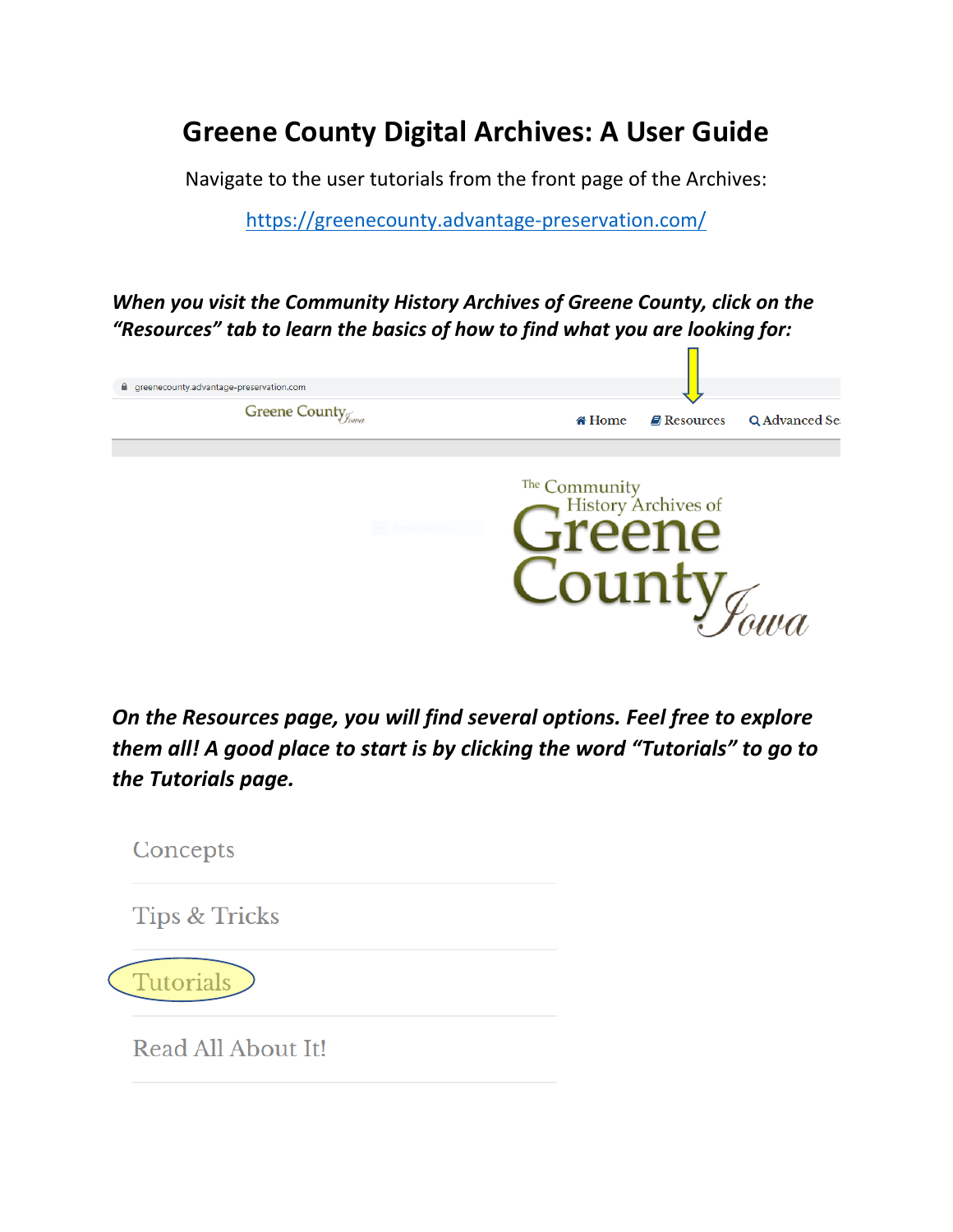# Greene County Digital Archives: A User Guide

Navigate to the user tutorials from the front page of the Archives:

https://greenecounty.advantage-preservation.com/

***When you visit the Community History Archives of Greene County, click on the "Resources" tab to learn the basics of how to find what you are looking for:***

***On the Resources page, you will find several options. Feel free to explore them all! A good place to start is by clicking the word "Tutorials" to go to the Tutorials page.***

Concepts

Tips & Tricks

Tutorials

Read All About It!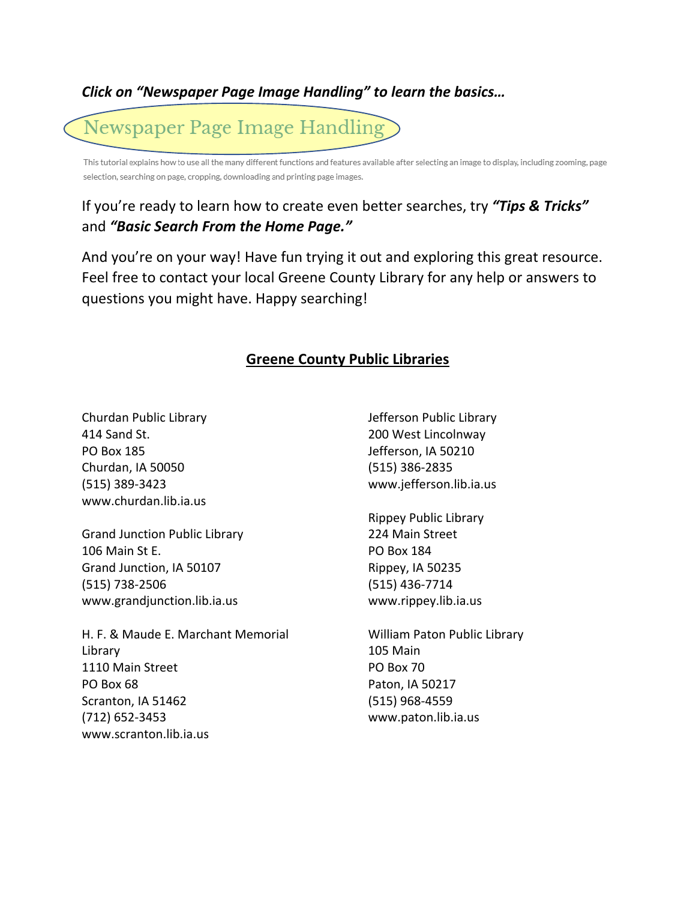***Click on "Newspaper Page Image Handling" to learn the basics…***

Newspaper Page Image Handling

This tutorial explains how to use all the many different functions and features available after selecting an image to display, including zooming, page selection, searching on page, cropping, downloading and printing page images.

If you're ready to learn how to create even better searches, try ***"Tips & Tricks"*** and ***"Basic Search From the Home Page."***

And you're on your way! Have fun trying it out and exploring this great resource. Feel free to contact your local Greene County Library for any help or answers to questions you might have. Happy searching!

## Greene County Public Libraries

Churdan Public Library
414 Sand St.
PO Box 185
Churdan, IA 50050
(515) 389-3423
www.churdan.lib.ia.us

Grand Junction Public Library
106 Main St E.
Grand Junction, IA 50107
(515) 738-2506
www.grandjunction.lib.ia.us

H. F. & Maude E. Marchant Memorial Library
1110 Main Street
PO Box 68
Scranton, IA 51462
(712) 652-3453
www.scranton.lib.ia.us

Jefferson Public Library
200 West Lincolnway
Jefferson, IA 50210
(515) 386-2835
www.jefferson.lib.ia.us

Rippey Public Library
224 Main Street
PO Box 184
Rippey, IA 50235
(515) 436-7714
www.rippey.lib.ia.us

William Paton Public Library
105 Main
PO Box 70
Paton, IA 50217
(515) 968-4559
www.paton.lib.ia.us